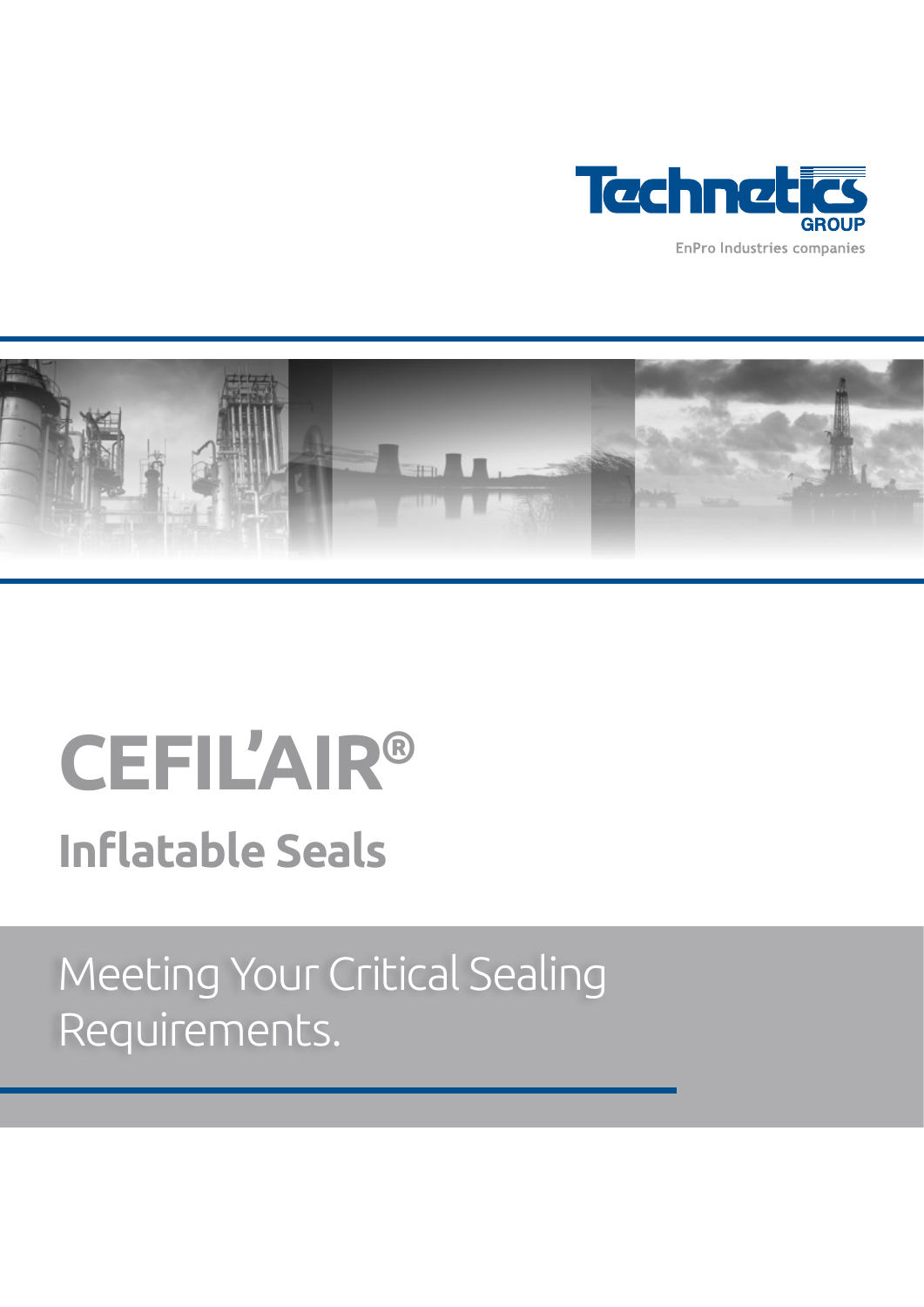Technetics GROUP

EnPro Industries companies

# CEFIL'AIR®

## Inflatable Seals

Meeting Your Critical Sealing Requirements.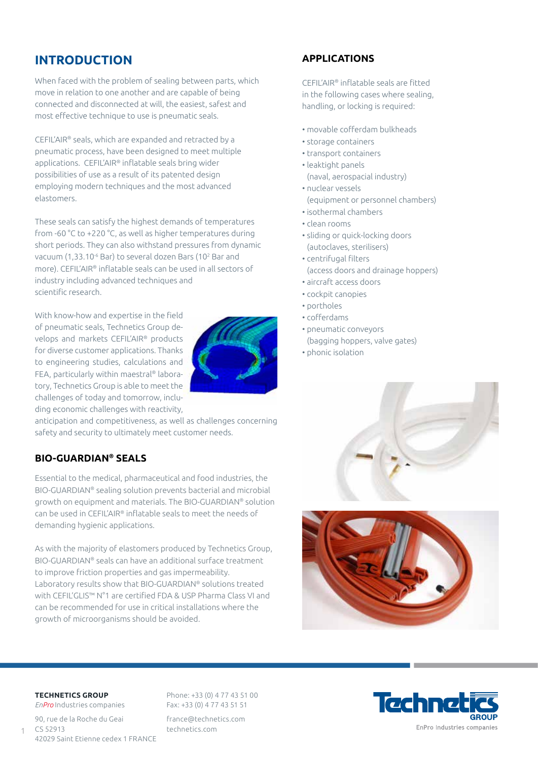## INTRODUCTION

When faced with the problem of sealing between parts, which move in relation to one another and are capable of being connected and disconnected at will, the easiest, safest and most effective technique to use is pneumatic seals.

CEFIL'AIR® seals, which are expanded and retracted by a pneumatic process, have been designed to meet multiple applications. CEFIL'AIR® inflatable seals bring wider possibilities of use as a result of its patented design employing modern techniques and the most advanced elastomers.

These seals can satisfy the highest demands of temperatures from -60 °C to +220 °C, as well as higher temperatures during short periods. They can also withstand pressures from dynamic vacuum (1,33.$10^{-6}$ Bar) to several dozen Bars ($10^2$ Bar and more). CEFIL'AIR® inflatable seals can be used in all sectors of industry including advanced techniques and scientific research.

With know-how and expertise in the field of pneumatic seals, Technetics Group develops and markets CEFIL'AIR® products for diverse customer applications. Thanks to engineering studies, calculations and FEA, particularly within maestral® laboratory, Technetics Group is able to meet the challenges of today and tomorrow, including economic challenges with reactivity, anticipation and competitiveness, as well as challenges concerning safety and security to ultimately meet customer needs.

### BIO-GUARDIAN® SEALS

Essential to the medical, pharmaceutical and food industries, the BIO-GUARDIAN® sealing solution prevents bacterial and microbial growth on equipment and materials. The BIO-GUARDIAN® solution can be used in CEFIL'AIR® inflatable seals to meet the needs of demanding hygienic applications.

As with the majority of elastomers produced by Technetics Group, BIO-GUARDIAN® seals can have an additional surface treatment to improve friction properties and gas impermeability. Laboratory results show that BIO-GUARDIAN® solutions treated with CEFIL'GLIS™ N°1 are certified FDA & USP Pharma Class VI and can be recommended for use in critical installations where the growth of microorganisms should be avoided.

### APPLICATIONS

CEFIL'AIR® inflatable seals are fitted in the following cases where sealing, handling, or locking is required:

- movable cofferdam bulkheads
- storage containers
- transport containers
- leaktight panels (naval, aerospacial industry)
- nuclear vessels (equipment or personnel chambers)
- isothermal chambers
- clean rooms
- sliding or quick-locking doors (autoclaves, sterilisers)
- centrifugal filters (access doors and drainage hoppers)
- aircraft access doors
- cockpit canopies
- portholes
- cofferdams
- pneumatic conveyors (bagging hoppers, valve gates)
- phonic isolation

**TECHNETICS GROUP**
*EnPro* Industries companies

90, rue de la Roche du Geai
CS 52913
42029 Saint Etienne cedex 1 FRANCE

Phone: +33 (0) 4 77 43 51 00
Fax: +33 (0) 4 77 43 51 51

france@technetics.com
technetics.com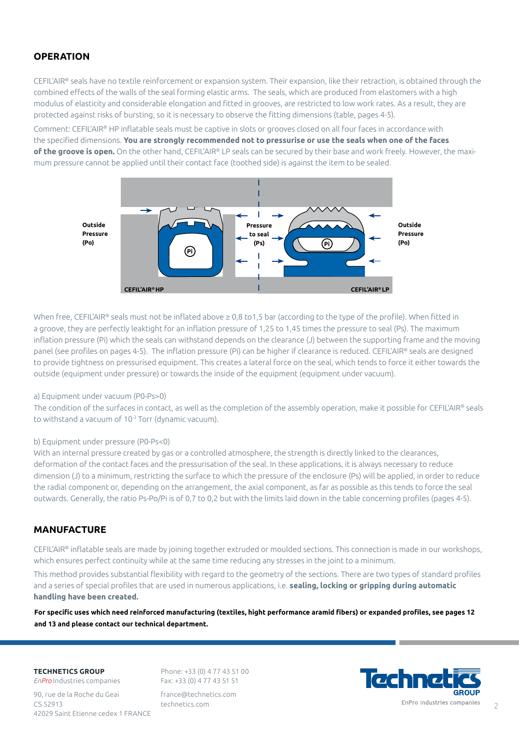## OPERATION

CEFIL'AIR® seals have no textile reinforcement or expansion system. Their expansion, like their retraction, is obtained through the combined effects of the walls of the seal forming elastic arms. The seals, which are produced from elastomers with a high modulus of elasticity and considerable elongation and fitted in grooves, are restricted to low work rates. As a result, they are protected against risks of bursting, so it is necessary to observe the fitting dimensions (table, pages 4-5).

Comment: CEFIL'AIR® HP inflatable seals must be captive in slots or grooves closed on all four faces in accordance with the specified dimensions. **You are strongly recommended not to pressurise or use the seals when one of the faces of the groove is open.** On the other hand, CEFIL'AIR® LP seals can be secured by their base and work freely. However, the maximum pressure cannot be applied until their contact face (toothed side) is against the item to be sealed.

Outside Pressure (Po) — Pressure to seal (Ps) — Outside Pressure (Po)

(Pi) — CEFIL'AIR® HP — CEFIL'AIR® LP

When free, CEFIL'AIR® seals must not be inflated above ≥ 0,8 to1,5 bar (according to the type of the profile). When fitted in a groove, they are perfectly leaktight for an inflation pressure of 1,25 to 1,45 times the pressure to seal (Ps). The maximum inflation pressure (Pi) which the seals can withstand depends on the clearance (J) between the supporting frame and the moving panel (see profiles on pages 4-5). The inflation pressure (Pi) can be higher if clearance is reduced. CEFIL'AIR® seals are designed to provide tightness on pressurised equipment. This creates a lateral force on the seal, which tends to force it either towards the outside (equipment under pressure) or towards the inside of the equipment (equipment under vacuum).

a) Equipment under vacuum (P0-Ps>0)

The condition of the surfaces in contact, as well as the completion of the assembly operation, make it possible for CEFIL'AIR® seals to withstand a vacuum of $10^{-3}$ Torr (dynamic vacuum).

b) Equipment under pressure (P0-Ps<0)

With an internal pressure created by gas or a controlled atmosphere, the strength is directly linked to the clearances, deformation of the contact faces and the pressurisation of the seal. In these applications, it is always necessary to reduce dimension (J) to a minimum, restricting the surface to which the pressure of the enclosure (Ps) will be applied, in order to reduce the radial component or, depending on the arrangement, the axial component, as far as possible as this tends to force the seal outwards. Generally, the ratio Ps-Po/Pi is of 0,7 to 0,2 but with the limits laid down in the table concerning profiles (pages 4-5).

## MANUFACTURE

CEFIL'AIR® inflatable seals are made by joining together extruded or moulded sections. This connection is made in our workshops, which ensures perfect continuity while at the same time reducing any stresses in the joint to a minimum.

This method provides substantial flexibility with regard to the geometry of the sections. There are two types of standard profiles and a series of special profiles that are used in numerous applications, i.e. **sealing, locking or gripping during automatic handling have been created.**

**For specific uses which need reinforced manufacturing (textiles, hight performance aramid fibers) or expanded profiles, see pages 12 and 13 and please contact our technical department.**

**TECHNETICS GROUP**
*EnPro* Industries companies

90, rue de la Roche du Geai
CS 52913
42029 Saint Etienne cedex 1 FRANCE

Phone: +33 (0) 4 77 43 51 00
Fax: +33 (0) 4 77 43 51 51

france@technetics.com
technetics.com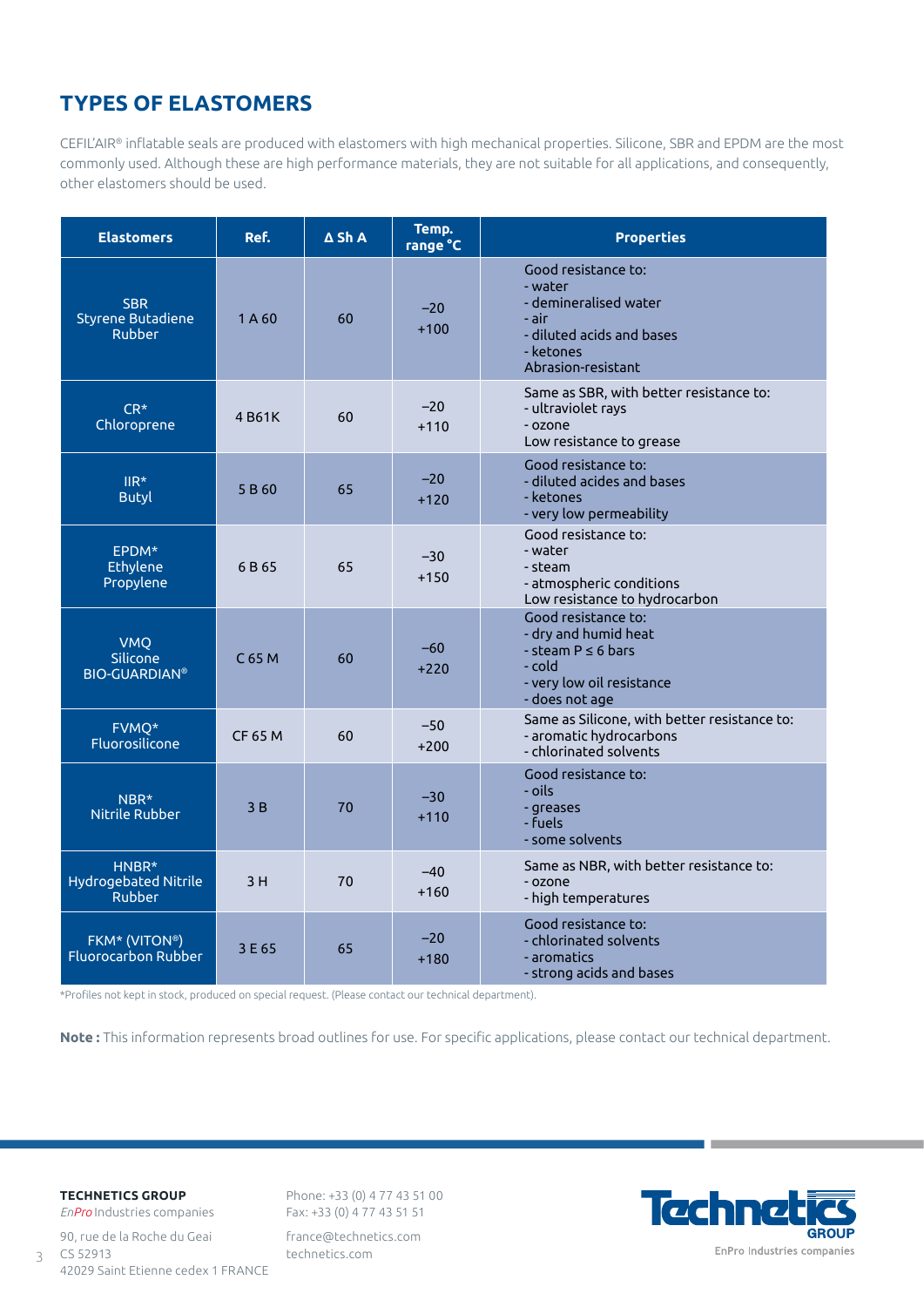## TYPES OF ELASTOMERS

CEFIL'AIR® inflatable seals are produced with elastomers with high mechanical properties. Silicone, SBR and EPDM are the most commonly used. Although these are high performance materials, they are not suitable for all applications, and consequently, other elastomers should be used.

| Elastomers | Ref. | Δ Sh A | Temp. range °C | Properties |
|---|---|---|---|---|
| SBR Styrene Butadiene Rubber | 1 A 60 | 60 | −20 +100 | Good resistance to:<br>- water<br>- demineralised water<br>- air<br>- diluted acids and bases<br>- ketones<br>Abrasion-resistant |
| CR* Chloroprene | 4 B61K | 60 | −20 +110 | Same as SBR, with better resistance to:<br>- ultraviolet rays<br>- ozone<br>Low resistance to grease |
| IIR* Butyl | 5 B 60 | 65 | −20 +120 | Good resistance to:<br>- diluted acides and bases<br>- ketones<br>- very low permeability |
| EPDM* Ethylene Propylene | 6 B 65 | 65 | −30 +150 | Good resistance to:<br>- water<br>- steam<br>- atmospheric conditions<br>Low resistance to hydrocarbon |
| VMQ Silicone BIO-GUARDIAN® | C 65 M | 60 | −60 +220 | Good resistance to:<br>- dry and humid heat<br>- steam P ≤ 6 bars<br>- cold<br>- very low oil resistance<br>- does not age |
| FVMQ* Fluorosilicone | CF 65 M | 60 | −50 +200 | Same as Silicone, with better resistance to:<br>- aromatic hydrocarbons<br>- chlorinated solvents |
| NBR* Nitrile Rubber | 3 B | 70 | −30 +110 | Good resistance to:<br>- oils<br>- greases<br>- fuels<br>- some solvents |
| HNBR* Hydrogebated Nitrile Rubber | 3 H | 70 | −40 +160 | Same as NBR, with better resistance to:<br>- ozone<br>- high temperatures |
| FKM* (VITON®) Fluorocarbon Rubber | 3 E 65 | 65 | −20 +180 | Good resistance to:<br>- chlorinated solvents<br>- aromatics<br>- strong acids and bases |

*Profiles not kept in stock, produced on special request. (Please contact our technical department).

**Note :** This information represents broad outlines for use. For specific applications, please contact our technical department.

**TECHNETICS GROUP**
*EnPro* Industries companies

90, rue de la Roche du Geai
CS 52913
42029 Saint Etienne cedex 1 FRANCE

Phone: +33 (0) 4 77 43 51 00
Fax: +33 (0) 4 77 43 51 51

france@technetics.com
technetics.com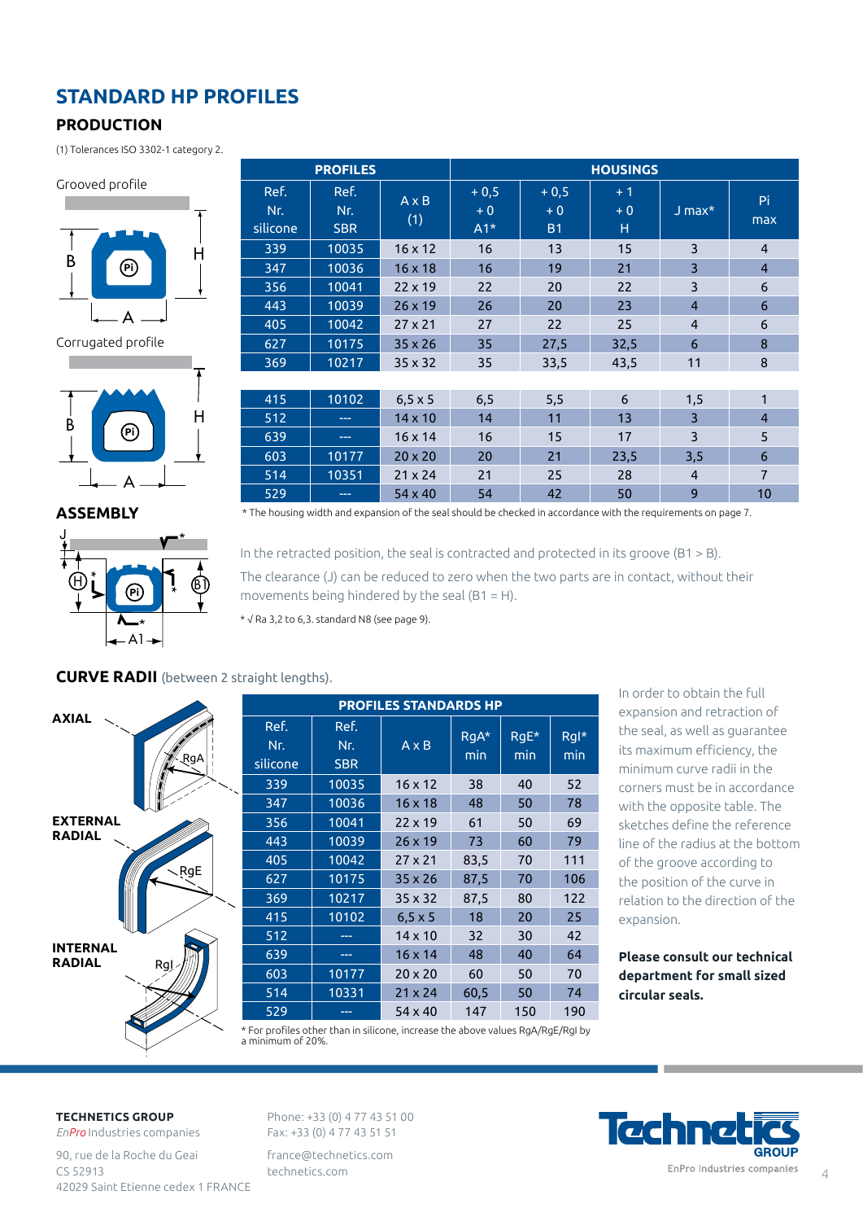# STANDARD HP PROFILES

## PRODUCTION

(1) Tolerances ISO 3302-1 category 2.

Grooved profile

Corrugated profile

| PROFILES | | | HOUSINGS | | | | |
|---|---|---|---|---|---|---|---|
| Ref. Nr. silicone | Ref. Nr. SBR | A x B (1) | + 0,5 + 0 A1* | + 0,5 + 0 B1 | + 1 + 0 H | J max* | Pi max |
| 339 | 10035 | 16 x 12 | 16 | 13 | 15 | 3 | 4 |
| 347 | 10036 | 16 x 18 | 16 | 19 | 21 | 3 | 4 |
| 356 | 10041 | 22 x 19 | 22 | 20 | 22 | 3 | 6 |
| 443 | 10039 | 26 x 19 | 26 | 20 | 23 | 4 | 6 |
| 405 | 10042 | 27 x 21 | 27 | 22 | 25 | 4 | 6 |
| 627 | 10175 | 35 x 26 | 35 | 27,5 | 32,5 | 6 | 8 |
| 369 | 10217 | 35 x 32 | 35 | 33,5 | 43,5 | 11 | 8 |
| 415 | 10102 | 6,5 x 5 | 6,5 | 5,5 | 6 | 1,5 | 1 |
| 512 | --- | 14 x 10 | 14 | 11 | 13 | 3 | 4 |
| 639 | --- | 16 x 14 | 16 | 15 | 17 | 3 | 5 |
| 603 | 10177 | 20 x 20 | 20 | 21 | 23,5 | 3,5 | 6 |
| 514 | 10351 | 21 x 24 | 21 | 25 | 28 | 4 | 7 |
| 529 | --- | 54 x 40 | 54 | 42 | 50 | 9 | 10 |

* The housing width and expansion of the seal should be checked in accordance with the requirements on page 7.

## ASSEMBLY

In the retracted position, the seal is contracted and protected in its groove (B1 > B).

The clearance (J) can be reduced to zero when the two parts are in contact, without their movements being hindered by the seal (B1 = H).

* √ Ra 3,2 to 6,3. standard N8 (see page 9).

## CURVE RADII (between 2 straight lengths).

AXIAL

EXTERNAL RADIAL

INTERNAL RADIAL

| PROFILES STANDARDS HP | | | | | |
|---|---|---|---|---|---|
| Ref. Nr. silicone | Ref. Nr. SBR | A x B | RgA* min | RgE* min | RgI* min |
| 339 | 10035 | 16 x 12 | 38 | 40 | 52 |
| 347 | 10036 | 16 x 18 | 48 | 50 | 78 |
| 356 | 10041 | 22 x 19 | 61 | 50 | 69 |
| 443 | 10039 | 26 x 19 | 73 | 60 | 79 |
| 405 | 10042 | 27 x 21 | 83,5 | 70 | 111 |
| 627 | 10175 | 35 x 26 | 87,5 | 70 | 106 |
| 369 | 10217 | 35 x 32 | 87,5 | 80 | 122 |
| 415 | 10102 | 6,5 x 5 | 18 | 20 | 25 |
| 512 | --- | 14 x 10 | 32 | 30 | 42 |
| 639 | --- | 16 x 14 | 48 | 40 | 64 |
| 603 | 10177 | 20 x 20 | 60 | 50 | 70 |
| 514 | 10331 | 21 x 24 | 60,5 | 50 | 74 |
| 529 | --- | 54 x 40 | 147 | 150 | 190 |

* For profiles other than in silicone, increase the above values RgA/RgE/RgI by a minimum of 20%.

In order to obtain the full expansion and retraction of the seal, as well as guarantee its maximum efficiency, the minimum curve radii in the corners must be in accordance with the opposite table. The sketches define the reference line of the radius at the bottom of the groove according to the position of the curve in relation to the direction of the expansion.

**Please consult our technical department for small sized circular seals.**

**TECHNETICS GROUP**
*EnPro* Industries companies

90, rue de la Roche du Geai
CS 52913
42029 Saint Etienne cedex 1 FRANCE

Phone: +33 (0) 4 77 43 51 00
Fax: +33 (0) 4 77 43 51 51

france@technetics.com
technetics.com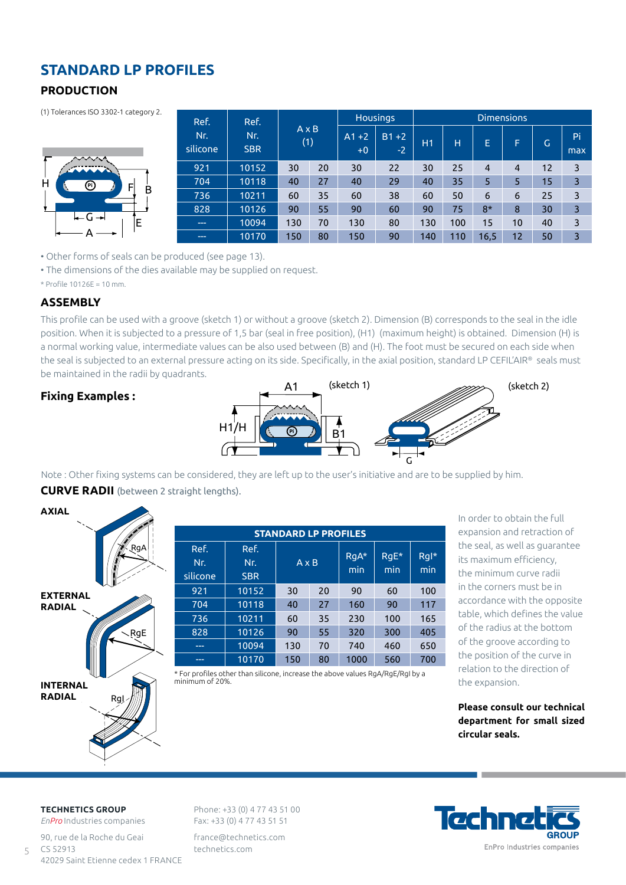# STANDARD LP PROFILES

## PRODUCTION

(1) Tolerances ISO 3302-1 category 2.

| Ref. Nr. silicone | Ref. Nr. SBR | A x B (1) | | Housings | | Dimensions | | | | | |
|---|---|---|---|---|---|---|---|---|---|---|---|
| | | | | A1 +2 +0 | B1 +2 -2 | H1 | H | E | F | G | Pi max |
| 921 | 10152 | 30 | 20 | 30 | 22 | 30 | 25 | 4 | 4 | 12 | 3 |
| 704 | 10118 | 40 | 27 | 40 | 29 | 40 | 35 | 5 | 5 | 15 | 3 |
| 736 | 10211 | 60 | 35 | 60 | 38 | 60 | 50 | 6 | 6 | 25 | 3 |
| 828 | 10126 | 90 | 55 | 90 | 60 | 90 | 75 | 8* | 8 | 30 | 3 |
| --- | 10094 | 130 | 70 | 130 | 80 | 130 | 100 | 15 | 10 | 40 | 3 |
| --- | 10170 | 150 | 80 | 150 | 90 | 140 | 110 | 16,5 | 12 | 50 | 3 |

- Other forms of seals can be produced (see page 13).
- The dimensions of the dies available may be supplied on request.

* Profile 10126E = 10 mm.

## ASSEMBLY

This profile can be used with a groove (sketch 1) or without a groove (sketch 2). Dimension (B) corresponds to the seal in the idle position. When it is subjected to a pressure of 1,5 bar (seal in free position), (H1) (maximum height) is obtained. Dimension (H) is a normal working value, intermediate values can be also used between (B) and (H). The foot must be secured on each side when the seal is subjected to an external pressure acting on its side. Specifically, in the axial position, standard LP CEFIL'AIR® seals must be maintained in the radii by quadrants.

**Fixing Examples :**

(sketch 1) (sketch 2)

Note : Other fixing systems can be considered, they are left up to the user's initiative and are to be supplied by him.

**CURVE RADII** (between 2 straight lengths).

**AXIAL**

**EXTERNAL RADIAL**

**INTERNAL RADIAL**

| STANDARD LP PROFILES | | | | | | |
|---|---|---|---|---|---|---|
| Ref. Nr. silicone | Ref. Nr. SBR | A x B | | RgA* min | RgE* min | RgI* min |
| 921 | 10152 | 30 | 20 | 90 | 60 | 100 |
| 704 | 10118 | 40 | 27 | 160 | 90 | 117 |
| 736 | 10211 | 60 | 35 | 230 | 100 | 165 |
| 828 | 10126 | 90 | 55 | 320 | 300 | 405 |
| --- | 10094 | 130 | 70 | 740 | 460 | 650 |
| --- | 10170 | 150 | 80 | 1000 | 560 | 700 |

* For profiles other than silicone, increase the above values RgA/RgE/RgI by a minimum of 20%.

In order to obtain the full expansion and retraction of the seal, as well as guarantee its maximum efficiency, the minimum curve radii in the corners must be in accordance with the opposite table, which defines the value of the radius at the bottom of the groove according to the position of the curve in relation to the direction of the expansion.

**Please consult our technical department for small sized circular seals.**

**TECHNETICS GROUP**
*EnPro* Industries companies

90, rue de la Roche du Geai
CS 52913
42029 Saint Etienne cedex 1 FRANCE

Phone: +33 (0) 4 77 43 51 00
Fax: +33 (0) 4 77 43 51 51

france@technetics.com
technetics.com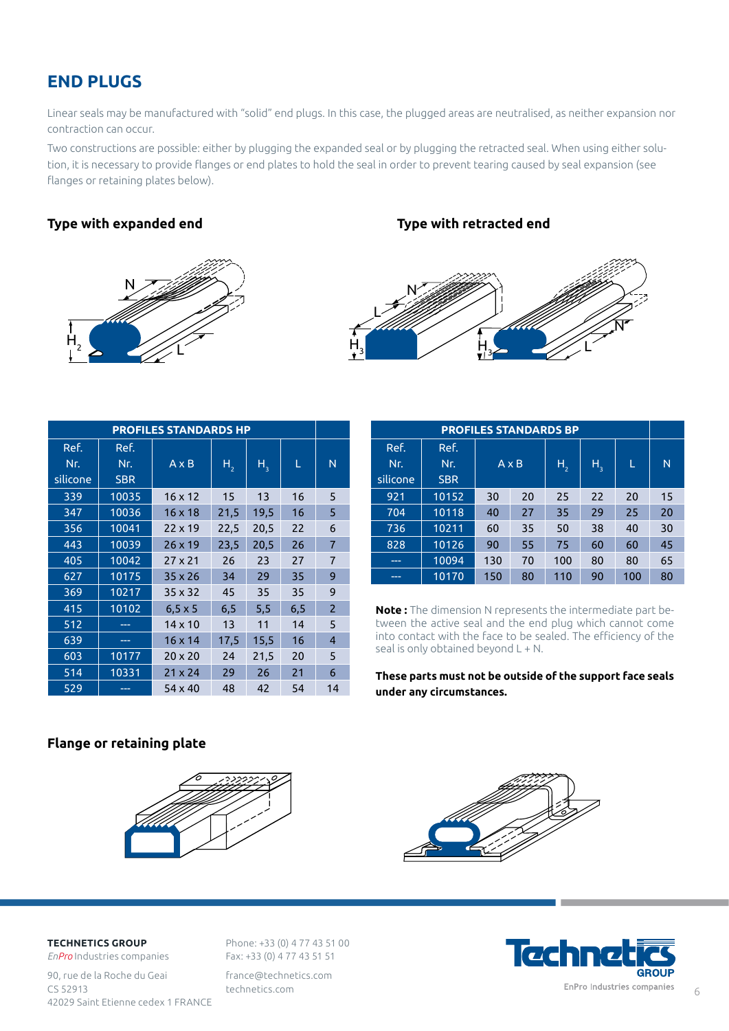## END PLUGS

Linear seals may be manufactured with "solid" end plugs. In this case, the plugged areas are neutralised, as neither expansion nor contraction can occur.

Two constructions are possible: either by plugging the expanded seal or by plugging the retracted seal. When using either solution, it is necessary to provide flanges or end plates to hold the seal in order to prevent tearing caused by seal expansion (see flanges or retaining plates below).

### Type with expanded end

### Type with retracted end

| PROFILES STANDARDS HP | | | | | | |
|---|---|---|---|---|---|---|
| Ref. Nr. silicone | Ref. Nr. SBR | A x B | $H_2$ | $H_3$ | L | N |
| 339 | 10035 | 16 x 12 | 15 | 13 | 16 | 5 |
| 347 | 10036 | 16 x 18 | 21,5 | 19,5 | 16 | 5 |
| 356 | 10041 | 22 x 19 | 22,5 | 20,5 | 22 | 6 |
| 443 | 10039 | 26 x 19 | 23,5 | 20,5 | 26 | 7 |
| 405 | 10042 | 27 x 21 | 26 | 23 | 27 | 7 |
| 627 | 10175 | 35 x 26 | 34 | 29 | 35 | 9 |
| 369 | 10217 | 35 x 32 | 45 | 35 | 35 | 9 |
| 415 | 10102 | 6,5 x 5 | 6,5 | 5,5 | 6,5 | 2 |
| 512 | --- | 14 x 10 | 13 | 11 | 14 | 5 |
| 639 | --- | 16 x 14 | 17,5 | 15,5 | 16 | 4 |
| 603 | 10177 | 20 x 20 | 24 | 21,5 | 20 | 5 |
| 514 | 10331 | 21 x 24 | 29 | 26 | 21 | 6 |
| 529 | --- | 54 x 40 | 48 | 42 | 54 | 14 |

| PROFILES STANDARDS BP | | | | | | | |
|---|---|---|---|---|---|---|---|
| Ref. Nr. silicone | Ref. Nr. SBR | A x B | | $H_2$ | $H_3$ | L | N |
| 921 | 10152 | 30 | 20 | 25 | 22 | 20 | 15 |
| 704 | 10118 | 40 | 27 | 35 | 29 | 25 | 20 |
| 736 | 10211 | 60 | 35 | 50 | 38 | 40 | 30 |
| 828 | 10126 | 90 | 55 | 75 | 60 | 60 | 45 |
| --- | 10094 | 130 | 70 | 100 | 80 | 80 | 65 |
| --- | 10170 | 150 | 80 | 110 | 90 | 100 | 80 |

**Note :** The dimension N represents the intermediate part between the active seal and the end plug which cannot come into contact with the face to be sealed. The efficiency of the seal is only obtained beyond L + N.

**These parts must not be outside of the support face seals under any circumstances.**

### Flange or retaining plate

**TECHNETICS GROUP**
*EnPro* Industries companies

90, rue de la Roche du Geai
CS 52913
42029 Saint Etienne cedex 1 FRANCE

Phone: +33 (0) 4 77 43 51 00
Fax: +33 (0) 4 77 43 51 51

france@technetics.com
technetics.com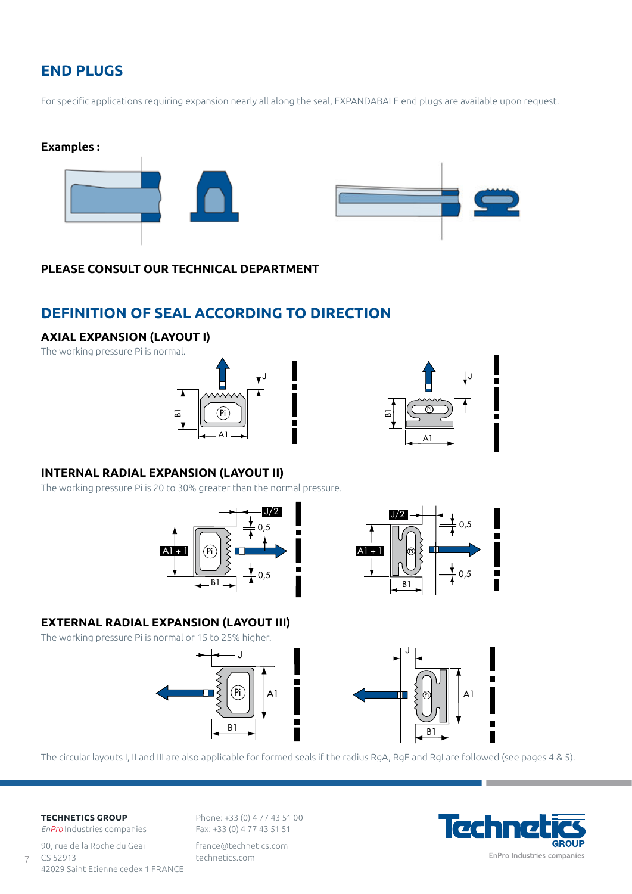## END PLUGS

For specific applications requiring expansion nearly all along the seal, EXPANDABALE end plugs are available upon request.

**Examples :**

**PLEASE CONSULT OUR TECHNICAL DEPARTMENT**

## DEFINITION OF SEAL ACCORDING TO DIRECTION

### AXIAL EXPANSION (LAYOUT I)

The working pressure Pi is normal.

### INTERNAL RADIAL EXPANSION (LAYOUT II)

The working pressure Pi is 20 to 30% greater than the normal pressure.

### EXTERNAL RADIAL EXPANSION (LAYOUT III)

The working pressure Pi is normal or 15 to 25% higher.

The circular layouts I, II and III are also applicable for formed seals if the radius RgA, RgE and RgI are followed (see pages 4 & 5).

**TECHNETICS GROUP**
*EnPro* Industries companies
90, rue de la Roche du Geai
CS 52913
42029 Saint Etienne cedex 1 FRANCE

Phone: +33 (0) 4 77 43 51 00
Fax: +33 (0) 4 77 43 51 51
france@technetics.com
technetics.com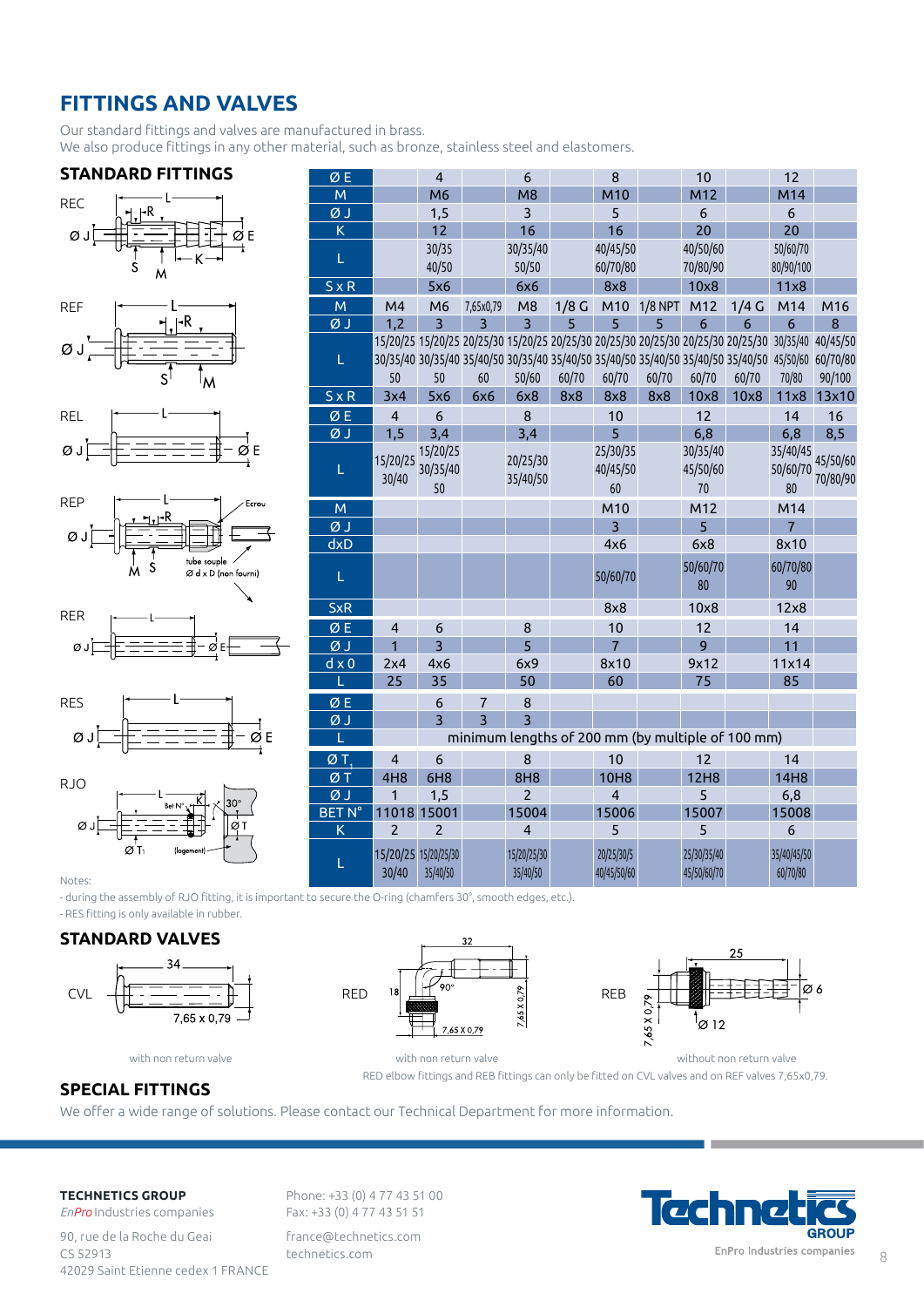# FITTINGS AND VALVES

Our standard fittings and valves are manufactured in brass.
We also produce fittings in any other material, such as bronze, stainless steel and elastomers.

## STANDARD FITTINGS

**REC**

| ØE | | 4 | | 6 | | 8 | | 10 | | 12 | |
|---|---|---|---|---|---|---|---|---|---|---|---|
| M | | M6 | | M8 | | M10 | | M12 | | M14 | |
| ØJ | | 1,5 | | 3 | | 5 | | 6 | | 6 | |
| K | | 12 | | 16 | | 16 | | 20 | | 20 | |
| L | | 30/35 40/50 | | 30/35/40 50/50 | | 40/45/50 60/70/80 | | 40/50/60 70/80/90 | | 50/60/70 80/90/100 | |
| SxR | | 5x6 | | 6x6 | | 8x8 | | 10x8 | | 11x8 | |

**REF**

| M | M4 | M6 | 7,65x0,79 | M8 | 1/8 G | M10 | 1/8 NPT | M12 | 1/4 G | M14 | M16 |
|---|---|---|---|---|---|---|---|---|---|---|---|
| ØJ | 1,2 | 3 | 3 | 3 | 5 | 5 | 5 | 6 | 6 | 6 | 8 |
| L | 15/20/25 30/35/40 50 | 15/20/25 30/35/40 50 | 20/25/30 35/40/50 60 | 15/20/25 30/35/40 50/60 | 20/25/30 35/40/50 60/70 | 20/25/30 35/40/50 60/70 | 20/25/30 35/40/50 60/70 | 20/25/30 35/40/50 60/70 | 20/25/30 35/40/50 60/70 | 30/35/40 45/50/60 70/80 | 40/45/50 60/70/80 90/100 |
| SxR | 3x4 | 5x6 | 6x6 | 6x8 | 8x8 | 8x8 | 8x8 | 10x8 | 10x8 | 11x8 | 13x10 |

**REL**

| ØE | 4 | 6 | | 8 | | 10 | | 12 | | 14 | 16 |
|---|---|---|---|---|---|---|---|---|---|---|---|
| ØJ | 1,5 | 3,4 | | 3,4 | | 5 | | 6,8 | | 6,8 | 8,5 |
| L | 15/20/25 30/40 | 15/20/25 30/35/40 50 | | 20/25/30 35/40/50 | | 25/30/35 40/45/50 60 | | 30/35/40 45/50/60 70 | | 35/40/45 50/60/70 80 | 45/50/60 70/80/90 |

**REP**

| M | | | | | | M10 | | M12 | | M14 | |
|---|---|---|---|---|---|---|---|---|---|---|---|
| ØJ | | | | | | 3 | | 5 | | 7 | |
| dxD | | | | | | 4x6 | | 6x8 | | 8x10 | |
| L | | | | | | 50/60/70 | | 50/60/70 80 | | 60/70/80 90 | |
| SxR | | | | | | 8x8 | | 10x8 | | 12x8 | |

Ecrou — tube souple Ø d x D (non fourni)

**RER**

| ØE | 4 | 6 | | 8 | | 10 | | 12 | | 14 | |
|---|---|---|---|---|---|---|---|---|---|---|---|
| ØJ | 1 | 3 | | 5 | | 7 | | 9 | | 11 | |
| d x 0 | 2x4 | 4x6 | | 6x9 | | 8x10 | | 9x12 | | 11x14 | |
| L | 25 | 35 | | 50 | | 60 | | 75 | | 85 | |

**RES**

| ØE | | 6 | 7 | 8 | | | | | | | |
|---|---|---|---|---|---|---|---|---|---|---|---|
| ØJ | | 3 | 3 | 3 | | | | | | | |
| L | minimum lengths of 200 mm (by multiple of 100 mm) | | | | | | | | | | |

**RJO**

| $ØT_1$ | 4 | 6 | | 8 | | 10 | | 12 | | 14 | |
|---|---|---|---|---|---|---|---|---|---|---|---|
| ØT | 4H8 | 6H8 | | 8H8 | | 10H8 | | 12H8 | | 14H8 | |
| ØJ | 1 | 1,5 | | 2 | | 4 | | 5 | | 6,8 | |
| BET N° | 11018 | 15001 | | 15004 | | 15006 | | 15007 | | 15008 | |
| K | 2 | 2 | | 4 | | 5 | | 5 | | 6 | |
| L | 15/20/25 30/40 | 15/20/25/30 35/40/50 | | 15/20/25/30 35/40/50 | | 20/25/30/5 40/45/50/60 | | 25/30/35/40 45/50/60/70 | | 35/40/45/50 60/70/80 | |

Notes:
- during the assembly of RJO fitting, it is important to secure the O-ring (chamfers 30°, smooth edges, etc.).
- RES fitting is only available in rubber.

## STANDARD VALVES

CVL — 34 — 7,65 x 0,79 — with non return valve

RED — 32 — 18 — 90° — 7,65 X 0,79 — with non return valve

REB — 25 — Ø 6 — Ø 12 — 7,65 X 0,79 — without non return valve

RED elbow fittings and REB fittings can only be fitted on CVL valves and on REF valves 7,65x0,79.

## SPECIAL FITTINGS

We offer a wide range of solutions. Please contact our Technical Department for more information.

**TECHNETICS GROUP**
*EnPro* Industries companies

90, rue de la Roche du Geai
CS 52913
42029 Saint Etienne cedex 1 FRANCE

Phone: +33 (0) 4 77 43 51 00
Fax: +33 (0) 4 77 43 51 51

france@technetics.com
technetics.com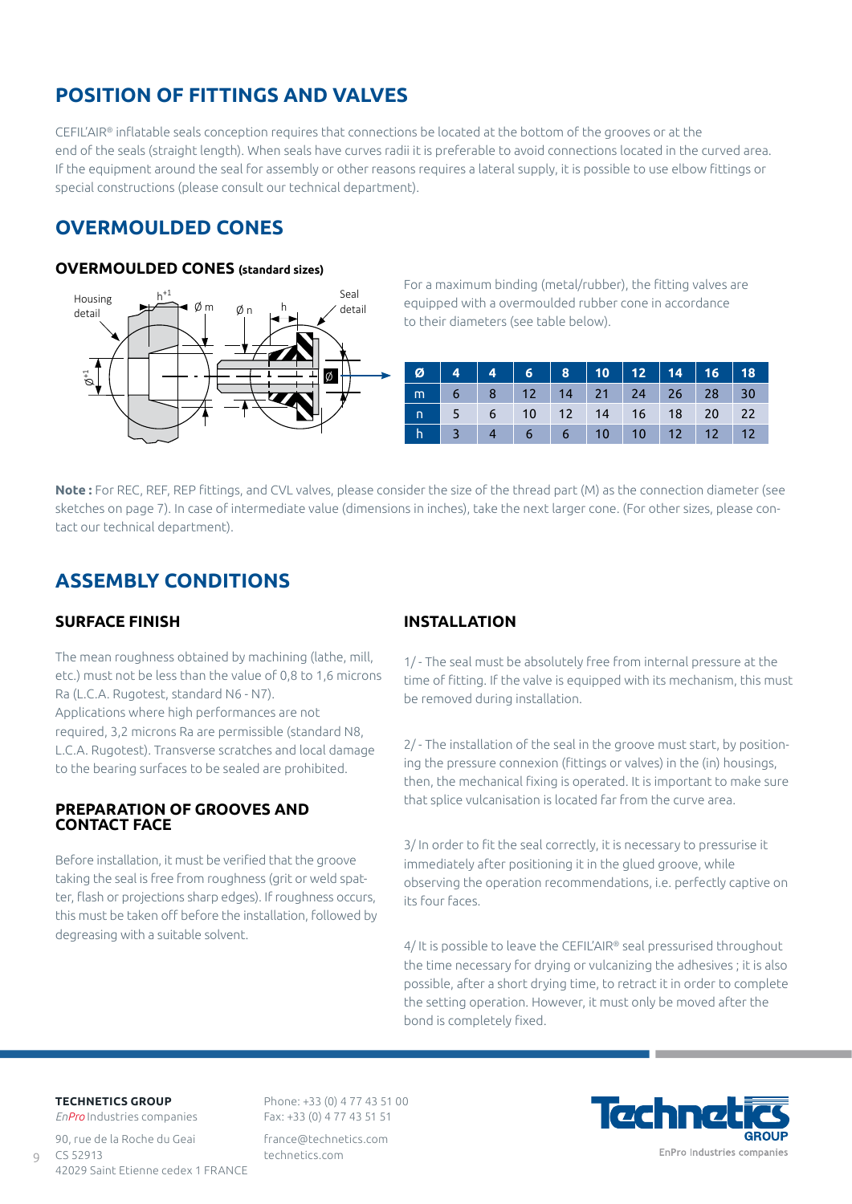## POSITION OF FITTINGS AND VALVES

CEFIL'AIR® inflatable seals conception requires that connections be located at the bottom of the grooves or at the end of the seals (straight length). When seals have curves radii it is preferable to avoid connections located in the curved area. If the equipment around the seal for assembly or other reasons requires a lateral supply, it is possible to use elbow fittings or special constructions (please consult our technical department).

## OVERMOULDED CONES

### OVERMOULDED CONES (standard sizes)

For a maximum binding (metal/rubber), the fitting valves are equipped with a overmoulded rubber cone in accordance to their diameters (see table below).

| Ø | 4 | 4 | 6 | 8 | 10 | 12 | 14 | 16 | 18 |
|---|---|---|---|---|---|---|---|---|---|
| m | 6 | 8 | 12 | 14 | 21 | 24 | 26 | 28 | 30 |
| n | 5 | 6 | 10 | 12 | 14 | 16 | 18 | 20 | 22 |
| h | 3 | 4 | 6 | 6 | 10 | 10 | 12 | 12 | 12 |

**Note :** For REC, REF, REP fittings, and CVL valves, please consider the size of the thread part (M) as the connection diameter (see sketches on page 7). In case of intermediate value (dimensions in inches), take the next larger cone. (For other sizes, please contact our technical department).

## ASSEMBLY CONDITIONS

### SURFACE FINISH

The mean roughness obtained by machining (lathe, mill, etc.) must not be less than the value of 0,8 to 1,6 microns Ra (L.C.A. Rugotest, standard N6 - N7).
Applications where high performances are not required, 3,2 microns Ra are permissible (standard N8, L.C.A. Rugotest). Transverse scratches and local damage to the bearing surfaces to be sealed are prohibited.

### PREPARATION OF GROOVES AND CONTACT FACE

Before installation, it must be verified that the groove taking the seal is free from roughness (grit or weld spatter, flash or projections sharp edges). If roughness occurs, this must be taken off before the installation, followed by degreasing with a suitable solvent.

### INSTALLATION

1/ - The seal must be absolutely free from internal pressure at the time of fitting. If the valve is equipped with its mechanism, this must be removed during installation.

2/ - The installation of the seal in the groove must start, by positioning the pressure connexion (fittings or valves) in the (in) housings, then, the mechanical fixing is operated. It is important to make sure that splice vulcanisation is located far from the curve area.

3/ In order to fit the seal correctly, it is necessary to pressurise it immediately after positioning it in the glued groove, while observing the operation recommendations, i.e. perfectly captive on its four faces.

4/ It is possible to leave the CEFIL'AIR® seal pressurised throughout the time necessary for drying or vulcanizing the adhesives ; it is also possible, after a short drying time, to retract it in order to complete the setting operation. However, it must only be moved after the bond is completely fixed.

**TECHNETICS GROUP**
*EnPro* Industries companies

90, rue de la Roche du Geai
CS 52913
42029 Saint Etienne cedex 1 FRANCE

Phone: +33 (0) 4 77 43 51 00
Fax: +33 (0) 4 77 43 51 51

france@technetics.com
technetics.com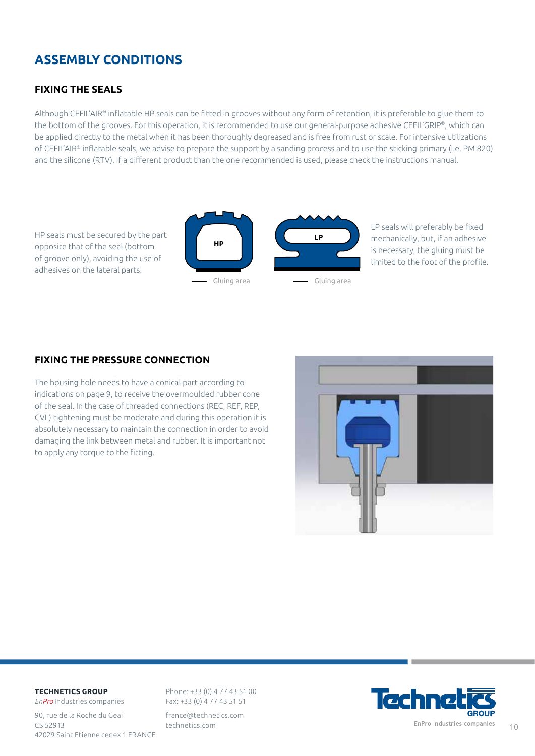# ASSEMBLY CONDITIONS

## FIXING THE SEALS

Although CEFIL'AIR® inflatable HP seals can be fitted in grooves without any form of retention, it is preferable to glue them to the bottom of the grooves. For this operation, it is recommended to use our general-purpose adhesive CEFIL'GRIP®, which can be applied directly to the metal when it has been thoroughly degreased and is free from rust or scale. For intensive utilizations of CEFIL'AIR® inflatable seals, we advise to prepare the support by a sanding process and to use the sticking primary (i.e. PM 820) and the silicone (RTV). If a different product than the one recommended is used, please check the instructions manual.

HP seals must be secured by the part opposite that of the seal (bottom of groove only), avoiding the use of adhesives on the lateral parts.

HP

Gluing area

LP

Gluing area

LP seals will preferably be fixed mechanically, but, if an adhesive is necessary, the gluing must be limited to the foot of the profile.

## FIXING THE PRESSURE CONNECTION

The housing hole needs to have a conical part according to indications on page 9, to receive the overmoulded rubber cone of the seal. In the case of threaded connections (REC, REF, REP, CVL) tightening must be moderate and during this operation it is absolutely necessary to maintain the connection in order to avoid damaging the link between metal and rubber. It is important not to apply any torque to the fitting.

**TECHNETICS GROUP**
*EnPro* Industries companies

90, rue de la Roche du Geai
CS 52913
42029 Saint Etienne cedex 1 FRANCE

Phone: +33 (0) 4 77 43 51 00
Fax: +33 (0) 4 77 43 51 51

france@technetics.com
technetics.com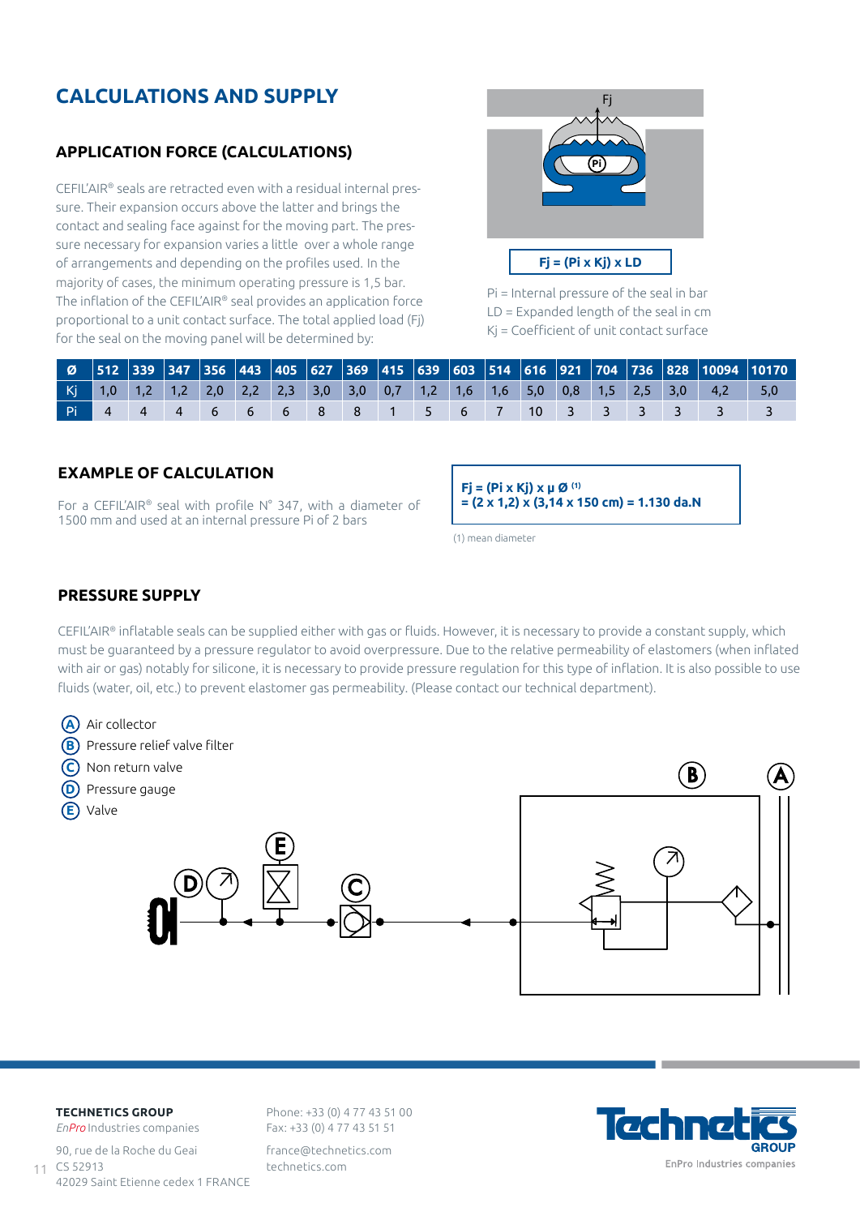# CALCULATIONS AND SUPPLY

## APPLICATION FORCE (CALCULATIONS)

CEFIL'AIR® seals are retracted even with a residual internal pressure. Their expansion occurs above the latter and brings the contact and sealing face against for the moving part. The pressure necessary for expansion varies a little over a whole range of arrangements and depending on the profiles used. In the majority of cases, the minimum operating pressure is 1,5 bar. The inflation of the CEFIL'AIR® seal provides an application force proportional to a unit contact surface. The total applied load (Fj) for the seal on the moving panel will be determined by:

**$Fj = (Pi \times Kj) \times LD$**

Pi = Internal pressure of the seal in bar
LD = Expanded length of the seal in cm
Kj = Coefficient of unit contact surface

| Ø | 512 | 339 | 347 | 356 | 443 | 405 | 627 | 369 | 415 | 639 | 603 | 514 | 616 | 921 | 704 | 736 | 828 | 10094 | 10170 |
|---|---|---|---|---|---|---|---|---|---|---|---|---|---|---|---|---|---|---|---|
| Kj | 1,0 | 1,2 | 1,2 | 2,0 | 2,2 | 2,3 | 3,0 | 3,0 | 0,7 | 1,2 | 1,6 | 1,6 | 5,0 | 0,8 | 1,5 | 2,5 | 3,0 | 4,2 | 5,0 |
| Pi | 4 | 4 | 4 | 6 | 6 | 6 | 8 | 8 | 1 | 5 | 6 | 7 | 10 | 3 | 3 | 3 | 3 | 3 | 3 |

## EXAMPLE OF CALCULATION

For a CEFIL'AIR® seal with profile N° 347, with a diameter of 1500 mm and used at an internal pressure Pi of 2 bars

**$Fj = (Pi \times Kj) \times \mu\, Ø$ [1]**
**$= (2 \times 1{,}2) \times (3{,}14 \times 150\text{ cm}) = 1.130$ da.N**

(1) mean diameter

## PRESSURE SUPPLY

CEFIL'AIR® inflatable seals can be supplied either with gas or fluids. However, it is necessary to provide a constant supply, which must be guaranteed by a pressure regulator to avoid overpressure. Due to the relative permeability of elastomers (when inflated with air or gas) notably for silicone, it is necessary to provide pressure regulation for this type of inflation. It is also possible to use fluids (water, oil, etc.) to prevent elastomer gas permeability. (Please contact our technical department).

- (A) Air collector
- (B) Pressure relief valve filter
- (C) Non return valve
- (D) Pressure gauge
- (E) Valve

**TECHNETICS GROUP**
*EnPro* Industries companies

90, rue de la Roche du Geai
CS 52913
42029 Saint Etienne cedex 1 FRANCE

Phone: +33 (0) 4 77 43 51 00
Fax: +33 (0) 4 77 43 51 51

france@technetics.com
technetics.com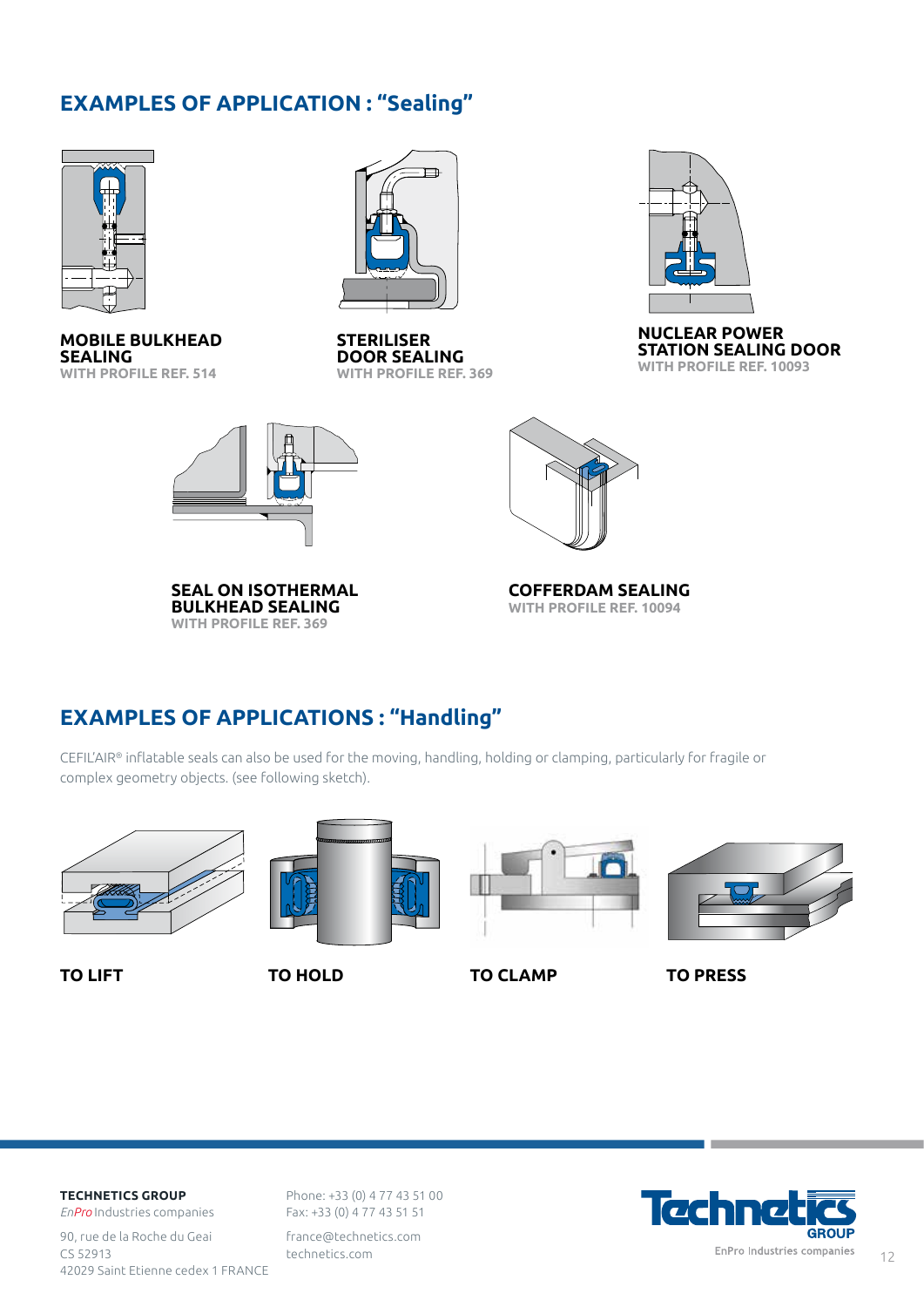## EXAMPLES OF APPLICATION : "Sealing"

**MOBILE BULKHEAD SEALING**
WITH PROFILE REF. 514

**STERILISER DOOR SEALING**
WITH PROFILE REF. 369

**NUCLEAR POWER STATION SEALING DOOR**
WITH PROFILE REF. 10093

**SEAL ON ISOTHERMAL BULKHEAD SEALING**
WITH PROFILE REF. 369

**COFFERDAM SEALING**
WITH PROFILE REF. 10094

## EXAMPLES OF APPLICATIONS : "Handling"

CEFIL'AIR® inflatable seals can also be used for the moving, handling, holding or clamping, particularly for fragile or complex geometry objects. (see following sketch).

**TO LIFT**

**TO HOLD**

**TO CLAMP**

**TO PRESS**

**TECHNETICS GROUP**
*EnPro* Industries companies

90, rue de la Roche du Geai
CS 52913
42029 Saint Etienne cedex 1 FRANCE

Phone: +33 (0) 4 77 43 51 00
Fax: +33 (0) 4 77 43 51 51

france@technetics.com
technetics.com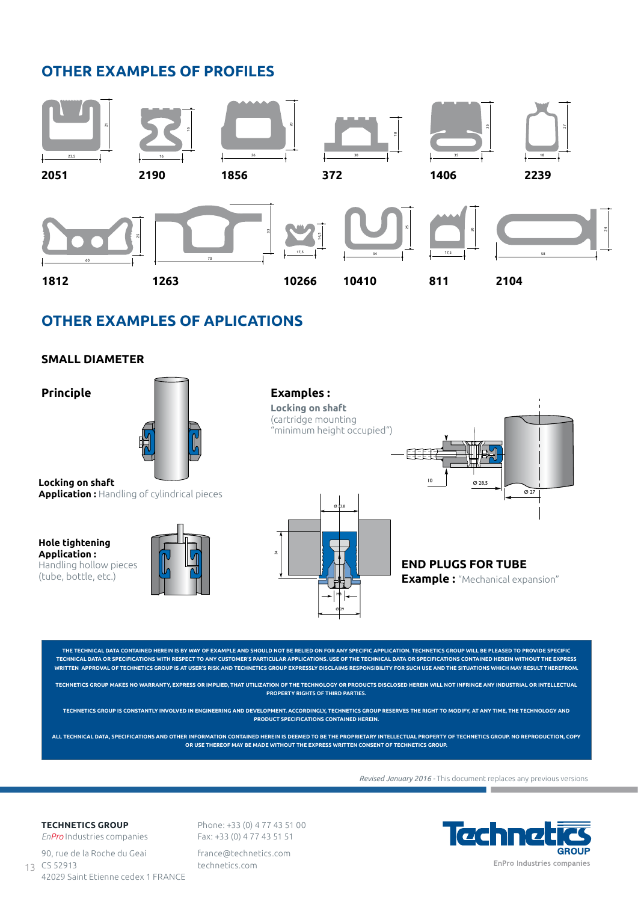## OTHER EXAMPLES OF PROFILES

2051 &nbsp; 2190 &nbsp; 1856 &nbsp; 372 &nbsp; 1406 &nbsp; 2239

1812 &nbsp; 1263 &nbsp; 10266 &nbsp; 10410 &nbsp; 811 &nbsp; 2104

## OTHER EXAMPLES OF APLICATIONS

### SMALL DIAMETER

**Principle**

**Locking on shaft**
**Application :** Handling of cylindrical pieces

**Hole tightening**
**Application :**
Handling hollow pieces (tube, bottle, etc.)

**Examples :**

**Locking on shaft**
(cartridge mounting "minimum height occupied")

**END PLUGS FOR TUBE**
**Example :** "Mechanical expansion"

**THE TECHNICAL DATA CONTAINED HEREIN IS BY WAY OF EXAMPLE AND SHOULD NOT BE RELIED ON FOR ANY SPECIFIC APPLICATION. TECHNETICS GROUP WILL BE PLEASED TO PROVIDE SPECIFIC TECHNICAL DATA OR SPECIFICATIONS WITH RESPECT TO ANY CUSTOMER'S PARTICULAR APPLICATIONS. USE OF THE TECHNICAL DATA OR SPECIFICATIONS CONTAINED HEREIN WITHOUT THE EXPRESS WRITTEN APPROVAL OF TECHNETICS GROUP IS AT USER'S RISK AND TECHNETICS GROUP EXPRESSLY DISCLAIMS RESPONSIBILITY FOR SUCH USE AND THE SITUATIONS WHICH MAY RESULT THEREFROM.**

**TECHNETICS GROUP MAKES NO WARRANTY, EXPRESS OR IMPLIED, THAT UTILIZATION OF THE TECHNOLOGY OR PRODUCTS DISCLOSED HEREIN WILL NOT INFRINGE ANY INDUSTRIAL OR INTELLECTUAL PROPERTY RIGHTS OF THIRD PARTIES.**

**TECHNETICS GROUP IS CONSTANTLY INVOLVED IN ENGINEERING AND DEVELOPMENT. ACCORDINGLY, TECHNETICS GROUP RESERVES THE RIGHT TO MODIFY, AT ANY TIME, THE TECHNOLOGY AND PRODUCT SPECIFICATIONS CONTAINED HEREIN.**

**ALL TECHNICAL DATA, SPECIFICATIONS AND OTHER INFORMATION CONTAINED HEREIN IS DEEMED TO BE THE PROPRIETARY INTELLECTUAL PROPERTY OF TECHNETICS GROUP. NO REPRODUCTION, COPY OR USE THEREOF MAY BE MADE WITHOUT THE EXPRESS WRITTEN CONSENT OF TECHNETICS GROUP.**

*Revised January 2016* - This document replaces any previous versions

**TECHNETICS GROUP**
*EnPro* Industries companies

90, rue de la Roche du Geai
CS 52913
42029 Saint Etienne cedex 1 FRANCE

Phone: +33 (0) 4 77 43 51 00
Fax: +33 (0) 4 77 43 51 51

france@technetics.com
technetics.com

Technetics GROUP
EnPro Industries companies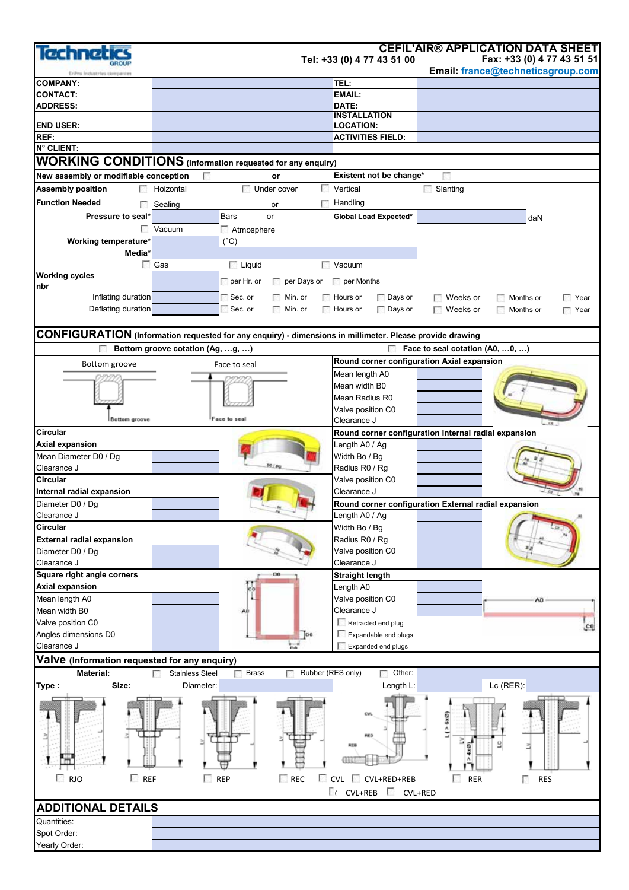# CEFIL'AIR® APPLICATION DATA SHEET

Technetics GROUP — EnPro Industries companies

Tel: +33 (0) 4 77 43 51 00 | Fax: +33 (0) 4 77 43 51 51

Email: france@techneticsgroup.com

| | | | |
|---|---|---|---|
| COMPANY: | | TEL: | |
| CONTACT: | | EMAIL: | |
| ADDRESS: | | DATE: | |
| END USER: | | INSTALLATION LOCATION: | |
| REF: | | ACTIVITIES FIELD: | |
| N° CLIENT: | | | |

## WORKING CONDITIONS (Information requested for any enquiry)

New assembly or modifiable conception ☐ or Existent not be change* ☐

Assembly position: ☐ Hoizontal ☐ Under cover ☐ Vertical ☐ Slanting

Function Needed: ☐ Sealing or ☐ Handling

Pressure to seal* ______ Bars or ☐ Vacuum ☐ Atmosphere

Global Load Expected* ______ daN

Working temperature* ______ (°C)

Media* ______ ☐ Gas ☐ Liquid ☐ Vacuum

Working cycles nbr ______ ☐ per Hr. or ☐ per Days or ☐ per Months

Inflating duration ______ ☐ Sec. or ☐ Min. or ☐ Hours or ☐ Days or ☐ Weeks or ☐ Months or ☐ Year

Deflating duration ______ ☐ Sec. or ☐ Min. or ☐ Hours or ☐ Days or ☐ Weeks or ☐ Months or ☐ Year

## CONFIGURATION (Information requested for any enquiry) - dimensions in millimeter. Please provide drawing

☐ Bottom groove cotation (Ag, …g, …) ☐ Face to seal cotation (A0, …0, …)

Bottom groove — Face to seal

**Circular Axial expansion**
- Mean Diameter D0 / Dg ______
- Clearance J ______

**Circular Internal radial expansion**
- Diameter D0 / Dg ______
- Clearance J ______

**Circular External radial expansion**
- Diameter D0 / Dg ______
- Clearance J ______

**Square right angle corners Axial expansion**
- Mean length A0 ______
- Mean width B0 ______
- Valve position C0 ______
- Angles dimensions D0 ______
- Clearance J ______

**Round corner configuration Axial expansion**
- Mean length A0 ______
- Mean width B0 ______
- Mean Radius R0 ______
- Valve position C0 ______
- Clearance J ______

**Round corner configuration Internal radial expansion**
- Length A0 / Ag ______
- Width Bo / Bg ______
- Radius R0 / Rg ______
- Valve position C0 ______
- Clearance J ______

**Round corner configuration External radial expansion**
- Length A0 / Ag ______
- Width Bo / Bg ______
- Radius R0 / Rg ______
- Valve position C0 ______
- Clearance J ______

**Straight length**
- Length A0 ______
- Valve position C0 ______
- Clearance J ______
- ☐ Retracted end plug
- ☐ Expandable end plugs
- ☐ Expanded end plugs

## Valve (Information requested for any enquiry)

Material: ☐ Stainless Steel ☐ Brass ☐ Rubber (RES only) ☐ Other: ______

Type: Size: Diameter: ______ Length L: ______ Lc (RER): ______

☐ RJO ☐ REF ☐ REP ☐ REC ☐ CVL ☐ CVL+RED+REB ☐ RER ☐ RES

☐ CVL+REB ☐ CVL+RED

## ADDITIONAL DETAILS

| | |
|---|---|
| Quantities: | |
| Spot Order: | |
| Yearly Order: | |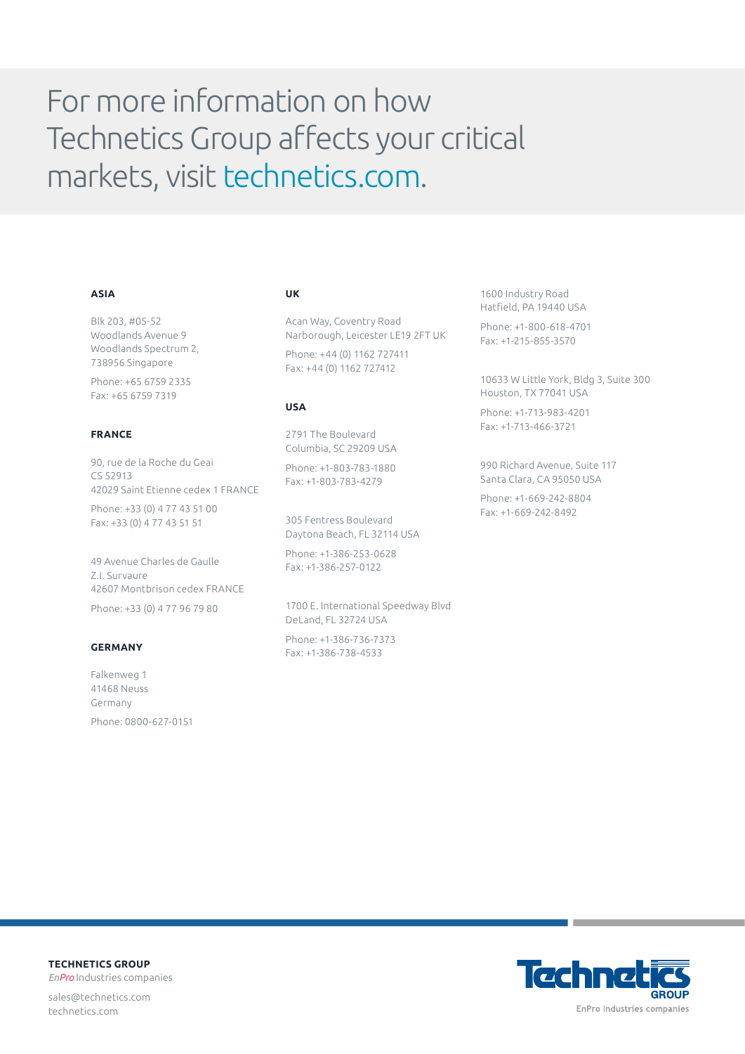# For more information on how Technetics Group affects your critical markets, visit technetics.com.

### ASIA

Blk 203, #05-52
Woodlands Avenue 9
Woodlands Spectrum 2,
738956 Singapore

Phone: +65 6759 2335
Fax: +65 6759 7319

### FRANCE

90, rue de la Roche du Geai
CS 52913
42029 Saint Etienne cedex 1 FRANCE

Phone: +33 (0) 4 77 43 51 00
Fax: +33 (0) 4 77 43 51 51

49 Avenue Charles de Gaulle
Z.I. Survaure
42607 Montbrison cedex FRANCE

Phone: +33 (0) 4 77 96 79 80

### GERMANY

Falkenweg 1
41468 Neuss
Germany

Phone: 0800-627-0151

### UK

Acan Way, Coventry Road
Narborough, Leicester LE19 2FT UK

Phone: +44 (0) 1162 727411
Fax: +44 (0) 1162 727412

### USA

2791 The Boulevard
Columbia, SC 29209 USA

Phone: +1-803-783-1880
Fax: +1-803-783-4279

305 Fentress Boulevard
Daytona Beach, FL 32114 USA

Phone: +1-386-253-0628
Fax: +1-386-257-0122

1700 E. International Speedway Blvd
DeLand, FL 32724 USA

Phone: +1-386-736-7373
Fax: +1-386-738-4533

1600 Industry Road
Hatfield, PA 19440 USA

Phone: +1-800-618-4701
Fax: +1-215-855-3570

10633 W Little York, Bldg 3, Suite 300
Houston, TX 77041 USA

Phone: +1-713-983-4201
Fax: +1-713-466-3721

990 Richard Avenue, Suite 117
Santa Clara, CA 95050 USA

Phone: +1-669-242-8804
Fax: +1-669-242-8492

**TECHNETICS GROUP**
*EnPro* Industries companies

sales@technetics.com
technetics.com

Technetics GROUP
EnPro Industries companies